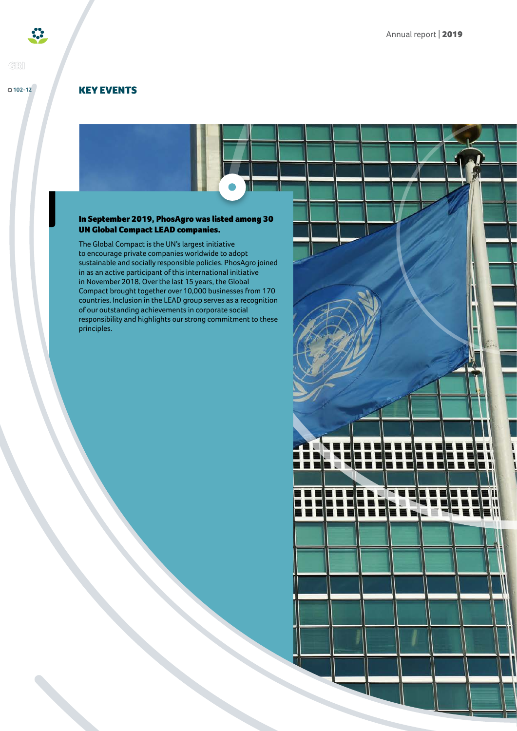GRI 102-12

# KEY EVENTS

**In September 2019, PhosAgro was listed among 30 UN Global Compact LEAD companies.**

The Global Compact is the UN's largest initiative to encourage private companies worldwide to adopt sustainable and socially responsible policies. PhosAgro joined in as an active participant of this international initiative in November 2018. Over the last 15 years, the Global Compact brought together over 10,000 businesses from 170 countries. Inclusion in the LEAD group serves as a recognition of our outstanding achievements in corporate social responsibility and highlights our strong commitment to these principles.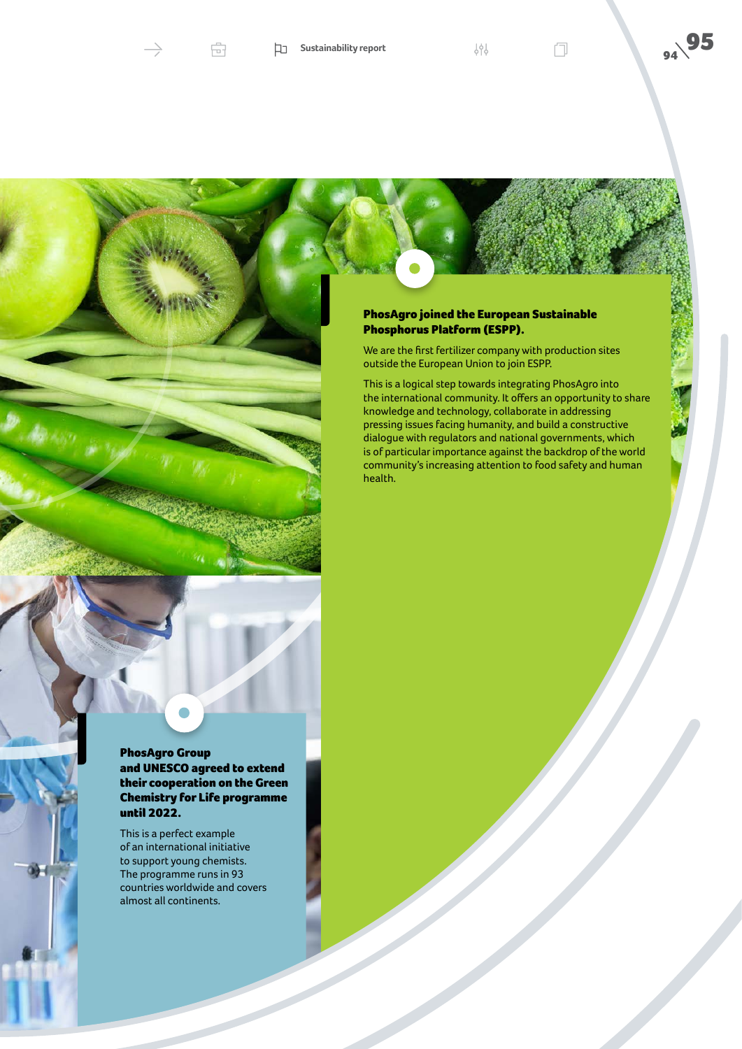**PhosAgro joined the European Sustainable Phosphorus Platform (ESPP).**

We are the first fertilizer company with production sites outside the European Union to join ESPP.

This is a logical step towards integrating PhosAgro into the international community. It offers an opportunity to share knowledge and technology, collaborate in addressing pressing issues facing humanity, and build a constructive dialogue with regulators and national governments, which is of particular importance against the backdrop of the world community's increasing attention to food safety and human health.

**PhosAgro Group and UNESCO agreed to extend their cooperation on the Green Chemistry for Life programme until 2022.**

This is a perfect example of an international initiative to support young chemists. The programme runs in 93 countries worldwide and covers almost all continents.